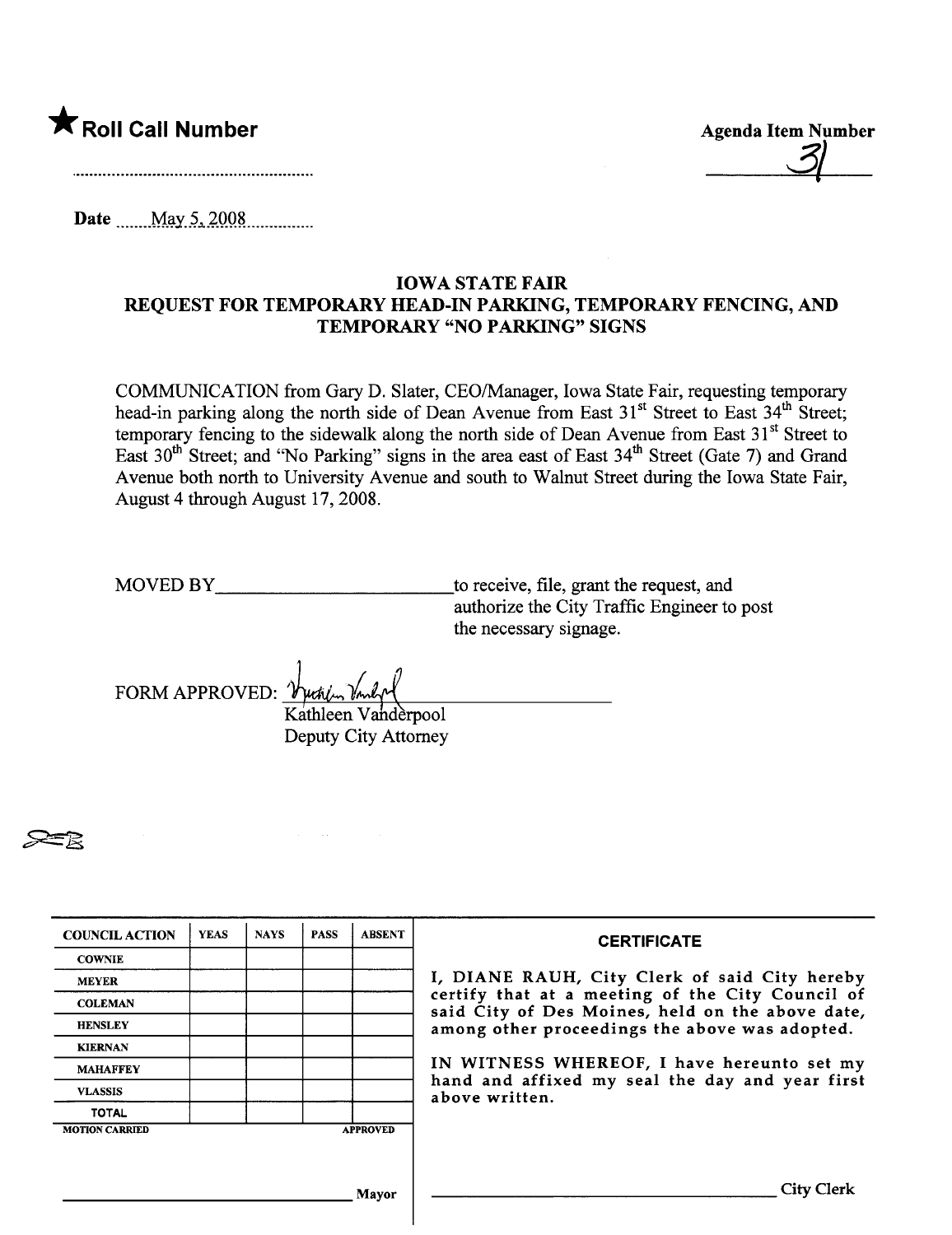★ **Roll Call Number**

........................................................

**Agenda Item Number**

31

Date ......May 5, 2008..............

## IOWA STATE FAIR
## REQUEST FOR TEMPORARY HEAD-IN PARKING, TEMPORARY FENCING, AND TEMPORARY "NO PARKING" SIGNS

COMMUNICATION from Gary D. Slater, CEO/Manager, Iowa State Fair, requesting temporary head-in parking along the north side of Dean Avenue from East 31st Street to East 34th Street; temporary fencing to the sidewalk along the north side of Dean Avenue from East 31st Street to East 30th Street; and "No Parking" signs in the area east of East 34th Street (Gate 7) and Grand Avenue both north to University Avenue and south to Walnut Street during the Iowa State Fair, August 4 through August 17, 2008.

MOVED BY________________________to receive, file, grant the request, and authorize the City Traffic Engineer to post the necessary signage.

FORM APPROVED: [signature]
Kathleen Vanderpool
Deputy City Attorney

| COUNCIL ACTION | YEAS | NAYS | PASS | ABSENT |
|---|---|---|---|---|
| COWNIE | | | | |
| MEYER | | | | |
| COLEMAN | | | | |
| HENSLEY | | | | |
| KIERNAN | | | | |
| MAHAFFEY | | | | |
| VLASSIS | | | | |
| TOTAL | | | | |
| MOTION CARRIED | | | | APPROVED |

________________________________ Mayor

**CERTIFICATE**

I, DIANE RAUH, City Clerk of said City hereby certify that at a meeting of the City Council of said City of Des Moines, held on the above date, among other proceedings the above was adopted.

IN WITNESS WHEREOF, I have hereunto set my hand and affixed my seal the day and year first above written.

________________________________ City Clerk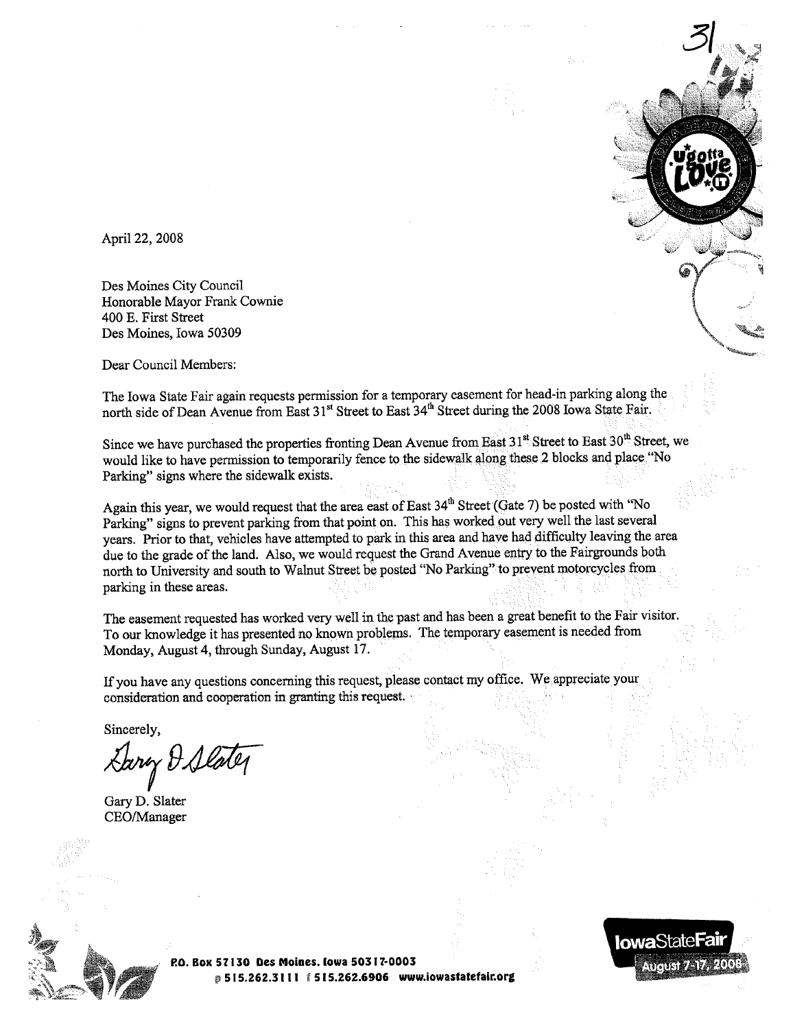April 22, 2008

Des Moines City Council
Honorable Mayor Frank Cownie
400 E. First Street
Des Moines, Iowa 50309

Dear Council Members:

The Iowa State Fair again requests permission for a temporary easement for head-in parking along the north side of Dean Avenue from East 31st Street to East 34th Street during the 2008 Iowa State Fair.

Since we have purchased the properties fronting Dean Avenue from East 31st Street to East 30th Street, we would like to have permission to temporarily fence to the sidewalk along these 2 blocks and place "No Parking" signs where the sidewalk exists.

Again this year, we would request that the area east of East 34th Street (Gate 7) be posted with "No Parking" signs to prevent parking from that point on. This has worked out very well the last several years. Prior to that, vehicles have attempted to park in this area and have had difficulty leaving the area due to the grade of the land. Also, we would request the Grand Avenue entry to the Fairgrounds both north to University and south to Walnut Street be posted "No Parking" to prevent motorcycles from parking in these areas.

The easement requested has worked very well in the past and has been a great benefit to the Fair visitor. To our knowledge it has presented no known problems. The temporary easement is needed from Monday, August 4, through Sunday, August 17.

If you have any questions concerning this request, please contact my office. We appreciate your consideration and cooperation in granting this request.

Sincerely,

Gary D. Slater

Gary D. Slater
CEO/Manager

P.O. Box 57130 Des Moines, Iowa 50317-0003
p 515.262.3111 f 515.262.6906 www.iowastatefair.org

Iowa State Fair
August 7-17, 2008